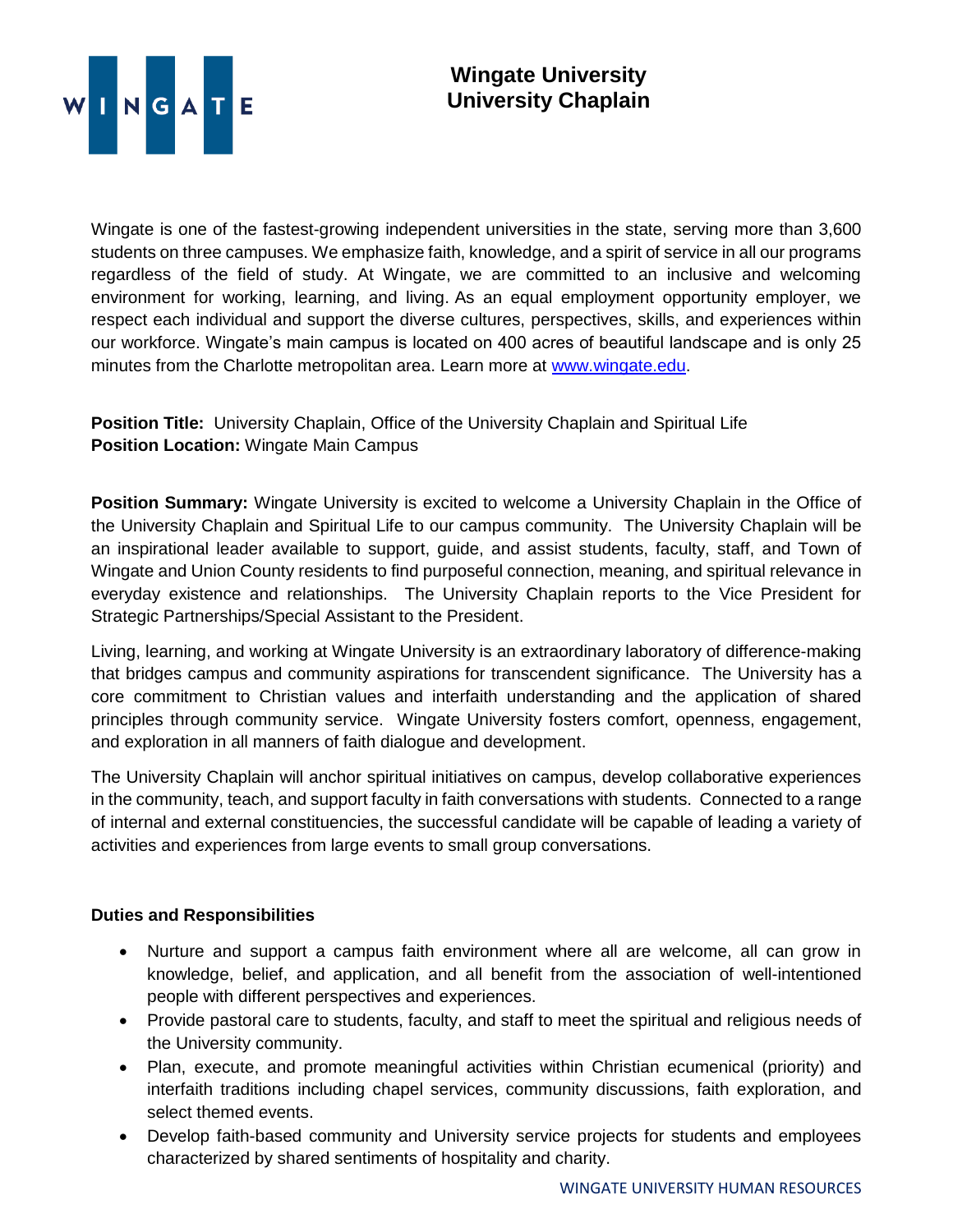# Wingate University
## University Chaplain

Wingate is one of the fastest-growing independent universities in the state, serving more than 3,600 students on three campuses. We emphasize faith, knowledge, and a spirit of service in all our programs regardless of the field of study. At Wingate, we are committed to an inclusive and welcoming environment for working, learning, and living. As an equal employment opportunity employer, we respect each individual and support the diverse cultures, perspectives, skills, and experiences within our workforce. Wingate's main campus is located on 400 acres of beautiful landscape and is only 25 minutes from the Charlotte metropolitan area. Learn more at [www.wingate.edu](http://www.wingate.edu).

**Position Title:** University Chaplain, Office of the University Chaplain and Spiritual Life
**Position Location:** Wingate Main Campus

**Position Summary:** Wingate University is excited to welcome a University Chaplain in the Office of the University Chaplain and Spiritual Life to our campus community. The University Chaplain will be an inspirational leader available to support, guide, and assist students, faculty, staff, and Town of Wingate and Union County residents to find purposeful connection, meaning, and spiritual relevance in everyday existence and relationships. The University Chaplain reports to the Vice President for Strategic Partnerships/Special Assistant to the President.

Living, learning, and working at Wingate University is an extraordinary laboratory of difference-making that bridges campus and community aspirations for transcendent significance. The University has a core commitment to Christian values and interfaith understanding and the application of shared principles through community service. Wingate University fosters comfort, openness, engagement, and exploration in all manners of faith dialogue and development.

The University Chaplain will anchor spiritual initiatives on campus, develop collaborative experiences in the community, teach, and support faculty in faith conversations with students. Connected to a range of internal and external constituencies, the successful candidate will be capable of leading a variety of activities and experiences from large events to small group conversations.

**Duties and Responsibilities**

- Nurture and support a campus faith environment where all are welcome, all can grow in knowledge, belief, and application, and all benefit from the association of well-intentioned people with different perspectives and experiences.
- Provide pastoral care to students, faculty, and staff to meet the spiritual and religious needs of the University community.
- Plan, execute, and promote meaningful activities within Christian ecumenical (priority) and interfaith traditions including chapel services, community discussions, faith exploration, and select themed events.
- Develop faith-based community and University service projects for students and employees characterized by shared sentiments of hospitality and charity.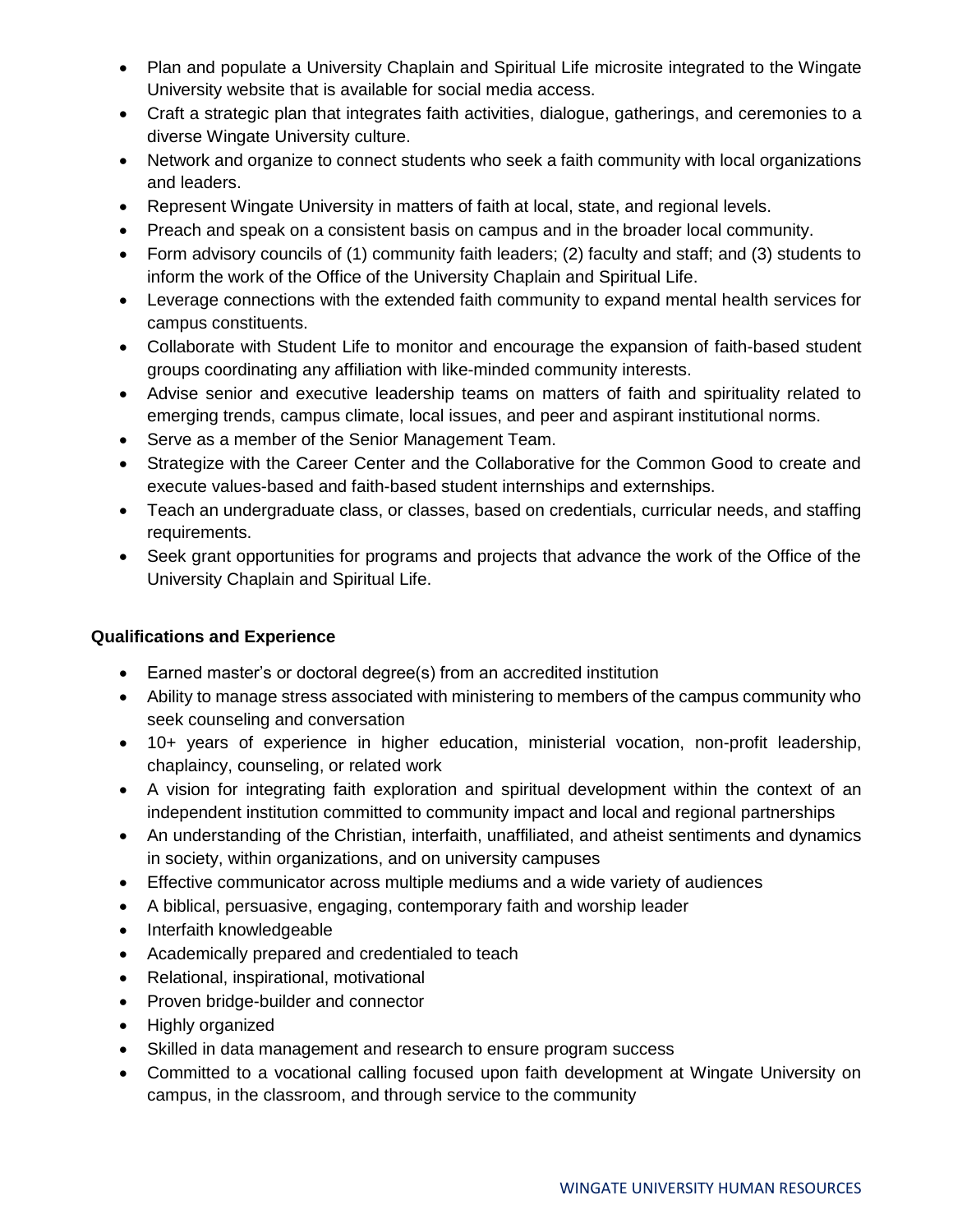- Plan and populate a University Chaplain and Spiritual Life microsite integrated to the Wingate University website that is available for social media access.
- Craft a strategic plan that integrates faith activities, dialogue, gatherings, and ceremonies to a diverse Wingate University culture.
- Network and organize to connect students who seek a faith community with local organizations and leaders.
- Represent Wingate University in matters of faith at local, state, and regional levels.
- Preach and speak on a consistent basis on campus and in the broader local community.
- Form advisory councils of (1) community faith leaders; (2) faculty and staff; and (3) students to inform the work of the Office of the University Chaplain and Spiritual Life.
- Leverage connections with the extended faith community to expand mental health services for campus constituents.
- Collaborate with Student Life to monitor and encourage the expansion of faith-based student groups coordinating any affiliation with like-minded community interests.
- Advise senior and executive leadership teams on matters of faith and spirituality related to emerging trends, campus climate, local issues, and peer and aspirant institutional norms.
- Serve as a member of the Senior Management Team.
- Strategize with the Career Center and the Collaborative for the Common Good to create and execute values-based and faith-based student internships and externships.
- Teach an undergraduate class, or classes, based on credentials, curricular needs, and staffing requirements.
- Seek grant opportunities for programs and projects that advance the work of the Office of the University Chaplain and Spiritual Life.

**Qualifications and Experience**

- Earned master's or doctoral degree(s) from an accredited institution
- Ability to manage stress associated with ministering to members of the campus community who seek counseling and conversation
- 10+ years of experience in higher education, ministerial vocation, non-profit leadership, chaplaincy, counseling, or related work
- A vision for integrating faith exploration and spiritual development within the context of an independent institution committed to community impact and local and regional partnerships
- An understanding of the Christian, interfaith, unaffiliated, and atheist sentiments and dynamics in society, within organizations, and on university campuses
- Effective communicator across multiple mediums and a wide variety of audiences
- A biblical, persuasive, engaging, contemporary faith and worship leader
- Interfaith knowledgeable
- Academically prepared and credentialed to teach
- Relational, inspirational, motivational
- Proven bridge-builder and connector
- Highly organized
- Skilled in data management and research to ensure program success
- Committed to a vocational calling focused upon faith development at Wingate University on campus, in the classroom, and through service to the community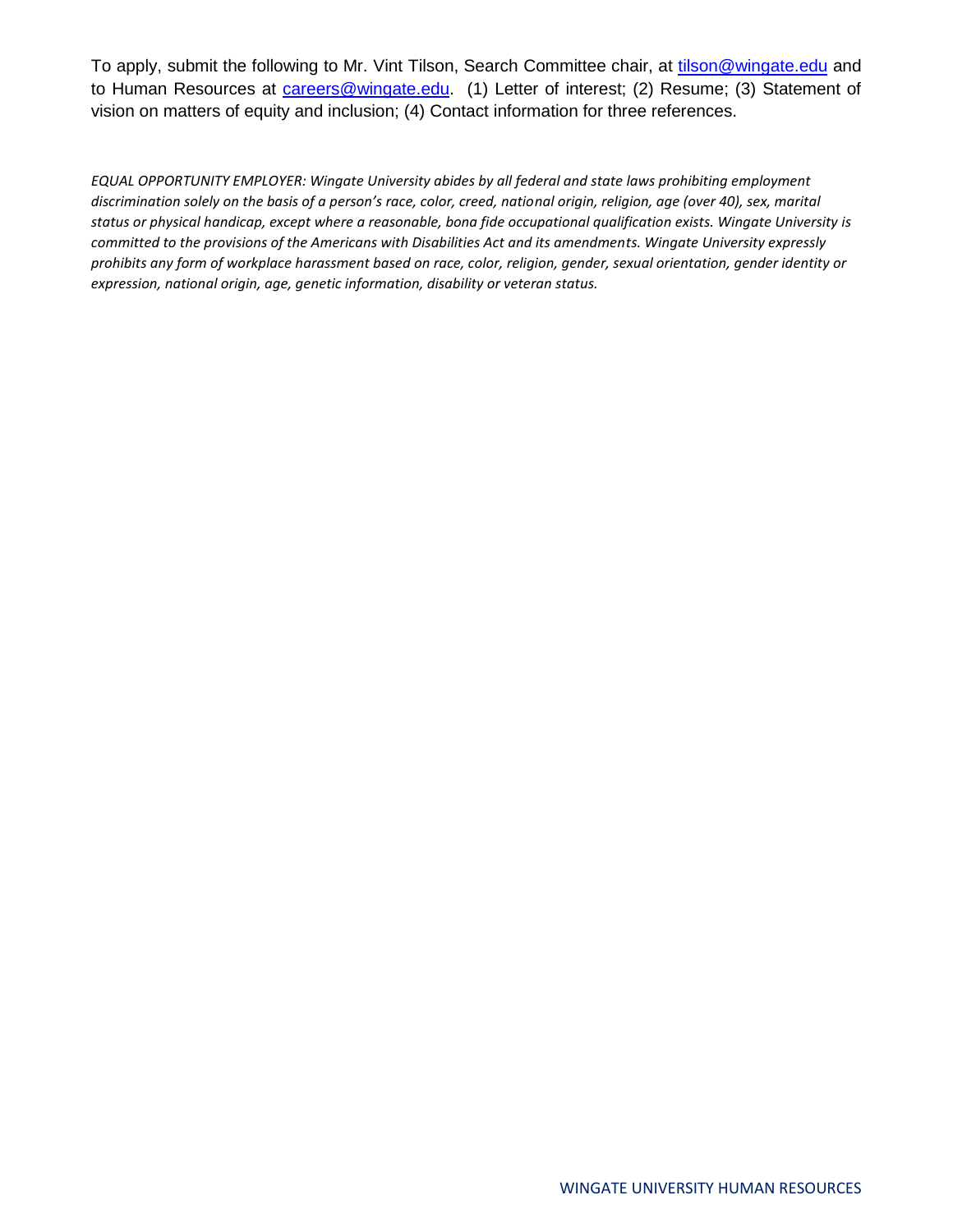To apply, submit the following to Mr. Vint Tilson, Search Committee chair, at [tilson@wingate.edu](mailto:tilson@wingate.edu) and to Human Resources at [careers@wingate.edu](mailto:careers@wingate.edu). (1) Letter of interest; (2) Resume; (3) Statement of vision on matters of equity and inclusion; (4) Contact information for three references.

*EQUAL OPPORTUNITY EMPLOYER: Wingate University abides by all federal and state laws prohibiting employment discrimination solely on the basis of a person's race, color, creed, national origin, religion, age (over 40), sex, marital status or physical handicap, except where a reasonable, bona fide occupational qualification exists. Wingate University is committed to the provisions of the Americans with Disabilities Act and its amendments. Wingate University expressly prohibits any form of workplace harassment based on race, color, religion, gender, sexual orientation, gender identity or expression, national origin, age, genetic information, disability or veteran status.*